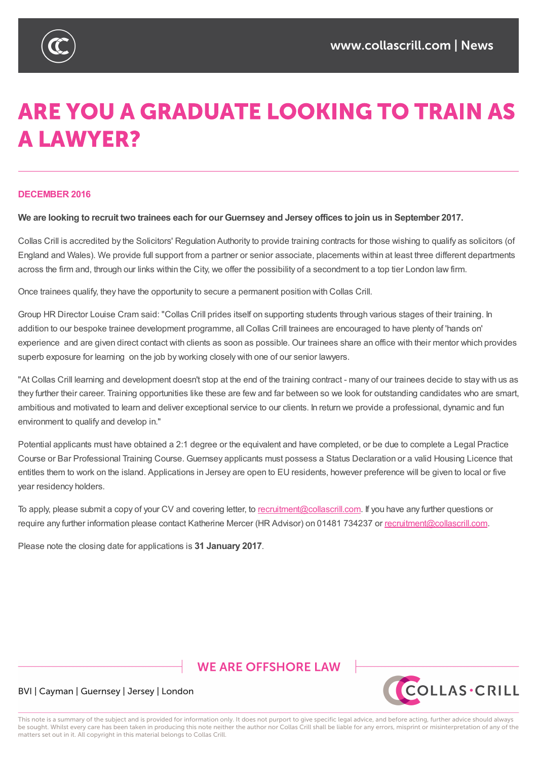# ARE YOU A GRADUATE LOOKING TO TRAIN AS A LAWYER?

**DECEMBER 2016**

**We are looking to recruit two trainees each for our Guernsey and Jersey offices to join us in September 2017.**

Collas Crill is accredited by the Solicitors' Regulation Authority to provide training contracts for those wishing to qualify as solicitors (of England and Wales). We provide full support from a partner or senior associate, placements within at least three different departments across the firm and, through our links within the City, we offer the possibility of a secondment to a top tier London law firm.

Once trainees qualify, they have the opportunity to secure a permanent position with Collas Crill.

Group HR Director Louise Cram said: "Collas Crill prides itself on supporting students through various stages of their training. In addition to our bespoke trainee development programme, all Collas Crill trainees are encouraged to have plenty of 'hands on' experience and are given direct contact with clients as soon as possible. Our trainees share an office with their mentor which provides superb exposure for learning on the job by working closely with one of our senior lawyers.

"At Collas Crill learning and development doesn't stop at the end of the training contract - many of our trainees decide to stay with us as they further their career. Training opportunities like these are few and far between so we look for outstanding candidates who are smart, ambitious and motivated to learn and deliver exceptional service to our clients. In return we provide a professional, dynamic and fun environment to qualify and develop in."

Potential applicants must have obtained a 2:1 degree or the equivalent and have completed, or be due to complete a Legal Practice Course or Bar Professional Training Course. Guernsey applicants must possess a Status Declaration or a valid Housing Licence that entitles them to work on the island. Applications in Jersey are open to EU residents, however preference will be given to local or five year residency holders.

To apply, please submit a copy of your CV and covering letter, to recruitment@collascrill.com. If you have any further questions or require any further information please contact Katherine Mercer (HR Advisor) on 01481 734237 or recruitment@collascrill.com.

Please note the closing date for applications is **31 January 2017**.

WE ARE OFFSHORE LAW

BVI | Cayman | Guernsey | Jersey | London

This note is a summary of the subject and is provided for information only. It does not purport to give specific legal advice, and before acting, further advice should always be sought. Whilst every care has been taken in producing this note neither the author nor Collas Crill shall be liable for any errors, misprint or misinterpretation of any of the matters set out in it. All copyright in this material belongs to Collas Crill.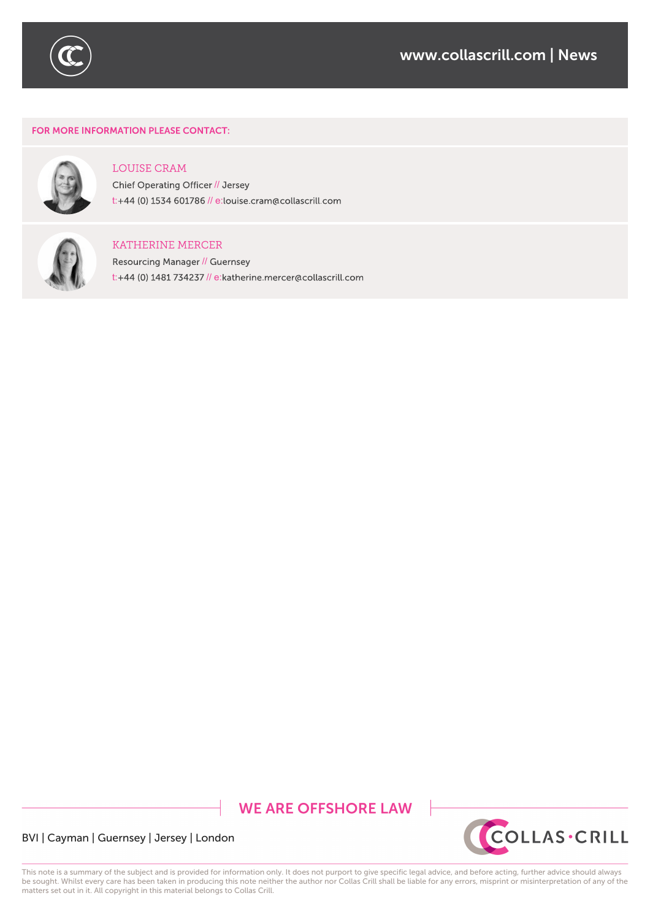**FOR MORE INFORMATION PLEASE CONTACT:**

**LOUISE CRAM**
Chief Operating Officer // Jersey
t:+44 (0) 1534 601786 // e:louise.cram@collascrill.com

**KATHERINE MERCER**
Resourcing Manager // Guernsey
t:+44 (0) 1481 734237 // e:katherine.mercer@collascrill.com

**WE ARE OFFSHORE LAW**

BVI | Cayman | Guernsey | Jersey | London

This note is a summary of the subject and is provided for information only. It does not purport to give specific legal advice, and before acting, further advice should always be sought. Whilst every care has been taken in producing this note neither the author nor Collas Crill shall be liable for any errors, misprint or misinterpretation of any of the matters set out in it. All copyright in this material belongs to Collas Crill.